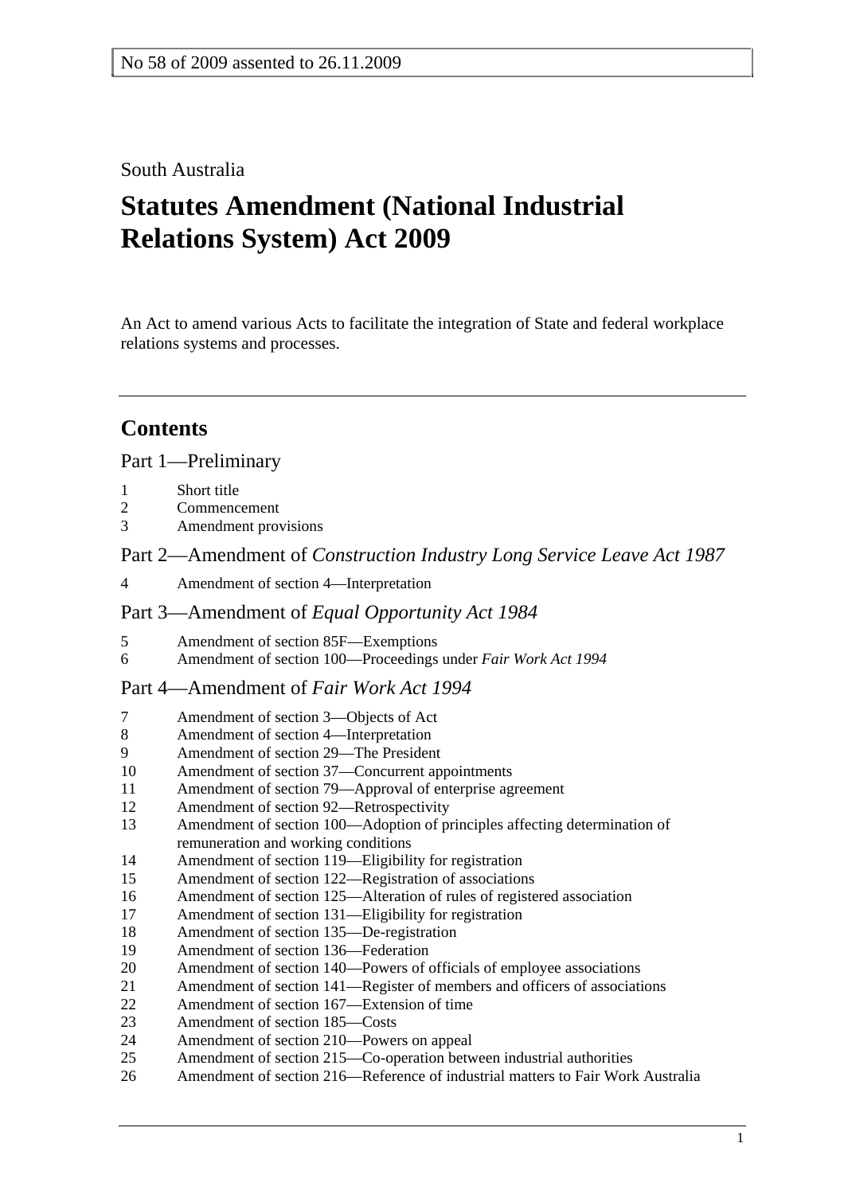No 58 of 2009 assented to 26.11.2009

South Australia

# Statutes Amendment (National Industrial Relations System) Act 2009

An Act to amend various Acts to facilitate the integration of State and federal workplace relations systems and processes.

## Contents

Part 1—Preliminary

1 Short title
2 Commencement
3 Amendment provisions

Part 2—Amendment of *Construction Industry Long Service Leave Act 1987*

4 Amendment of section 4—Interpretation

Part 3—Amendment of *Equal Opportunity Act 1984*

5 Amendment of section 85F—Exemptions
6 Amendment of section 100—Proceedings under *Fair Work Act 1994*

Part 4—Amendment of *Fair Work Act 1994*

7 Amendment of section 3—Objects of Act
8 Amendment of section 4—Interpretation
9 Amendment of section 29—The President
10 Amendment of section 37—Concurrent appointments
11 Amendment of section 79—Approval of enterprise agreement
12 Amendment of section 92—Retrospectivity
13 Amendment of section 100—Adoption of principles affecting determination of remuneration and working conditions
14 Amendment of section 119—Eligibility for registration
15 Amendment of section 122—Registration of associations
16 Amendment of section 125—Alteration of rules of registered association
17 Amendment of section 131—Eligibility for registration
18 Amendment of section 135—De-registration
19 Amendment of section 136—Federation
20 Amendment of section 140—Powers of officials of employee associations
21 Amendment of section 141—Register of members and officers of associations
22 Amendment of section 167—Extension of time
23 Amendment of section 185—Costs
24 Amendment of section 210—Powers on appeal
25 Amendment of section 215—Co-operation between industrial authorities
26 Amendment of section 216—Reference of industrial matters to Fair Work Australia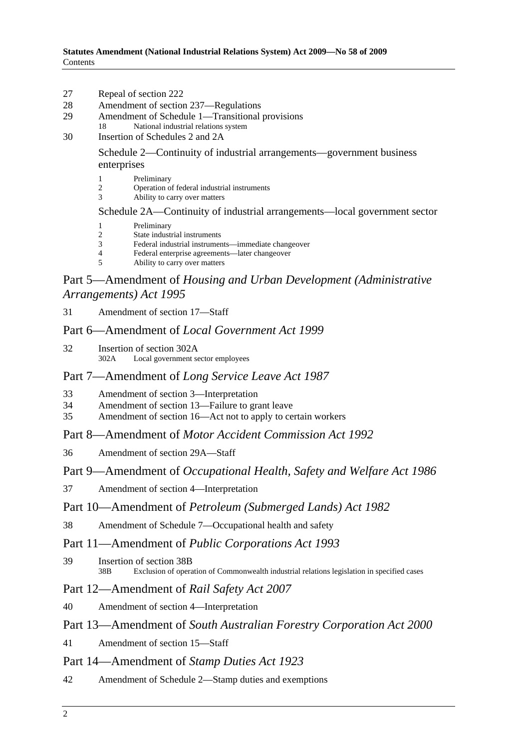27 Repeal of section 222
28 Amendment of section 237—Regulations
29 Amendment of Schedule 1—Transitional provisions
  18 National industrial relations system
30 Insertion of Schedules 2 and 2A

Schedule 2—Continuity of industrial arrangements—government business enterprises

1 Preliminary
2 Operation of federal industrial instruments
3 Ability to carry over matters

Schedule 2A—Continuity of industrial arrangements—local government sector

1 Preliminary
2 State industrial instruments
3 Federal industrial instruments—immediate changeover
4 Federal enterprise agreements—later changeover
5 Ability to carry over matters

## Part 5—Amendment of *Housing and Urban Development (Administrative Arrangements) Act 1995*

31 Amendment of section 17—Staff

## Part 6—Amendment of *Local Government Act 1999*

32 Insertion of section 302A
  302A Local government sector employees

## Part 7—Amendment of *Long Service Leave Act 1987*

33 Amendment of section 3—Interpretation
34 Amendment of section 13—Failure to grant leave
35 Amendment of section 16—Act not to apply to certain workers

## Part 8—Amendment of *Motor Accident Commission Act 1992*

36 Amendment of section 29A—Staff

## Part 9—Amendment of *Occupational Health, Safety and Welfare Act 1986*

37 Amendment of section 4—Interpretation

## Part 10—Amendment of *Petroleum (Submerged Lands) Act 1982*

38 Amendment of Schedule 7—Occupational health and safety

## Part 11—Amendment of *Public Corporations Act 1993*

39 Insertion of section 38B
  38B Exclusion of operation of Commonwealth industrial relations legislation in specified cases

## Part 12—Amendment of *Rail Safety Act 2007*

40 Amendment of section 4—Interpretation

## Part 13—Amendment of *South Australian Forestry Corporation Act 2000*

41 Amendment of section 15—Staff

## Part 14—Amendment of *Stamp Duties Act 1923*

42 Amendment of Schedule 2—Stamp duties and exemptions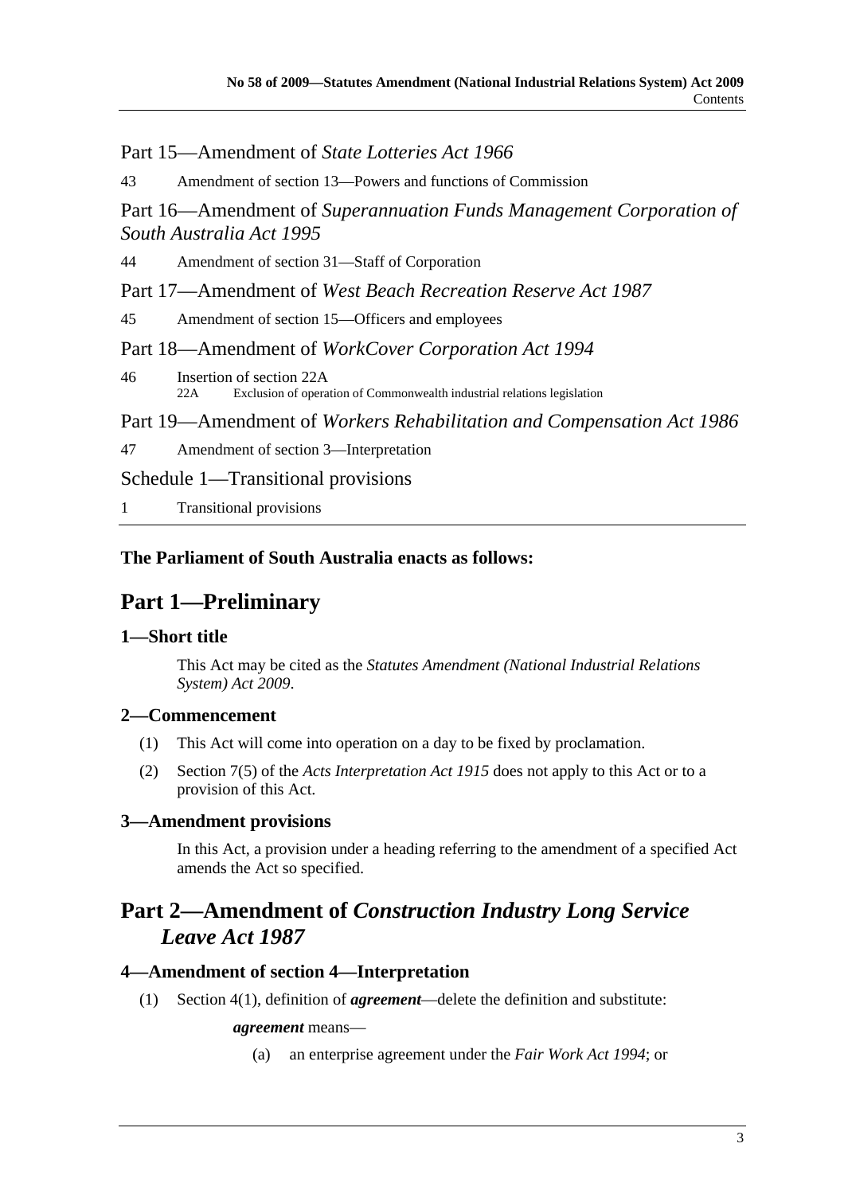Part 15—Amendment of *State Lotteries Act 1966*

43 Amendment of section 13—Powers and functions of Commission

Part 16—Amendment of *Superannuation Funds Management Corporation of South Australia Act 1995*

44 Amendment of section 31—Staff of Corporation

Part 17—Amendment of *West Beach Recreation Reserve Act 1987*

45 Amendment of section 15—Officers and employees

Part 18—Amendment of *WorkCover Corporation Act 1994*

46 Insertion of section 22A
  22A Exclusion of operation of Commonwealth industrial relations legislation

Part 19—Amendment of *Workers Rehabilitation and Compensation Act 1986*

47 Amendment of section 3—Interpretation

Schedule 1—Transitional provisions

1 Transitional provisions

**The Parliament of South Australia enacts as follows:**

# Part 1—Preliminary

## 1—Short title

This Act may be cited as the *Statutes Amendment (National Industrial Relations System) Act 2009*.

## 2—Commencement

(1) This Act will come into operation on a day to be fixed by proclamation.

(2) Section 7(5) of the *Acts Interpretation Act 1915* does not apply to this Act or to a provision of this Act.

## 3—Amendment provisions

In this Act, a provision under a heading referring to the amendment of a specified Act amends the Act so specified.

# Part 2—Amendment of *Construction Industry Long Service Leave Act 1987*

## 4—Amendment of section 4—Interpretation

(1) Section 4(1), definition of ***agreement***—delete the definition and substitute:

***agreement*** means—

(a) an enterprise agreement under the *Fair Work Act 1994*; or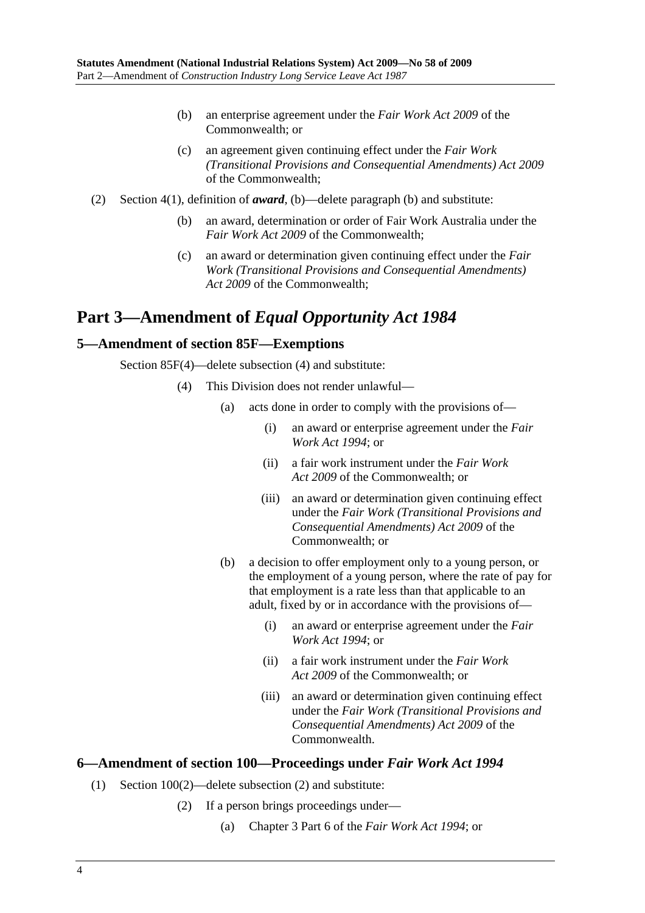(b) an enterprise agreement under the *Fair Work Act 2009* of the Commonwealth; or

(c) an agreement given continuing effect under the *Fair Work (Transitional Provisions and Consequential Amendments) Act 2009* of the Commonwealth;

(2) Section 4(1), definition of ***award***, (b)—delete paragraph (b) and substitute:

(b) an award, determination or order of Fair Work Australia under the *Fair Work Act 2009* of the Commonwealth;

(c) an award or determination given continuing effect under the *Fair Work (Transitional Provisions and Consequential Amendments) Act 2009* of the Commonwealth;

# Part 3—Amendment of *Equal Opportunity Act 1984*

## 5—Amendment of section 85F—Exemptions

Section 85F(4)—delete subsection (4) and substitute:

(4) This Division does not render unlawful—

(a) acts done in order to comply with the provisions of—

(i) an award or enterprise agreement under the *Fair Work Act 1994*; or

(ii) a fair work instrument under the *Fair Work Act 2009* of the Commonwealth; or

(iii) an award or determination given continuing effect under the *Fair Work (Transitional Provisions and Consequential Amendments) Act 2009* of the Commonwealth; or

(b) a decision to offer employment only to a young person, or the employment of a young person, where the rate of pay for that employment is a rate less than that applicable to an adult, fixed by or in accordance with the provisions of—

(i) an award or enterprise agreement under the *Fair Work Act 1994*; or

(ii) a fair work instrument under the *Fair Work Act 2009* of the Commonwealth; or

(iii) an award or determination given continuing effect under the *Fair Work (Transitional Provisions and Consequential Amendments) Act 2009* of the Commonwealth.

## 6—Amendment of section 100—Proceedings under *Fair Work Act 1994*

(1) Section 100(2)—delete subsection (2) and substitute:

(2) If a person brings proceedings under—

(a) Chapter 3 Part 6 of the *Fair Work Act 1994*; or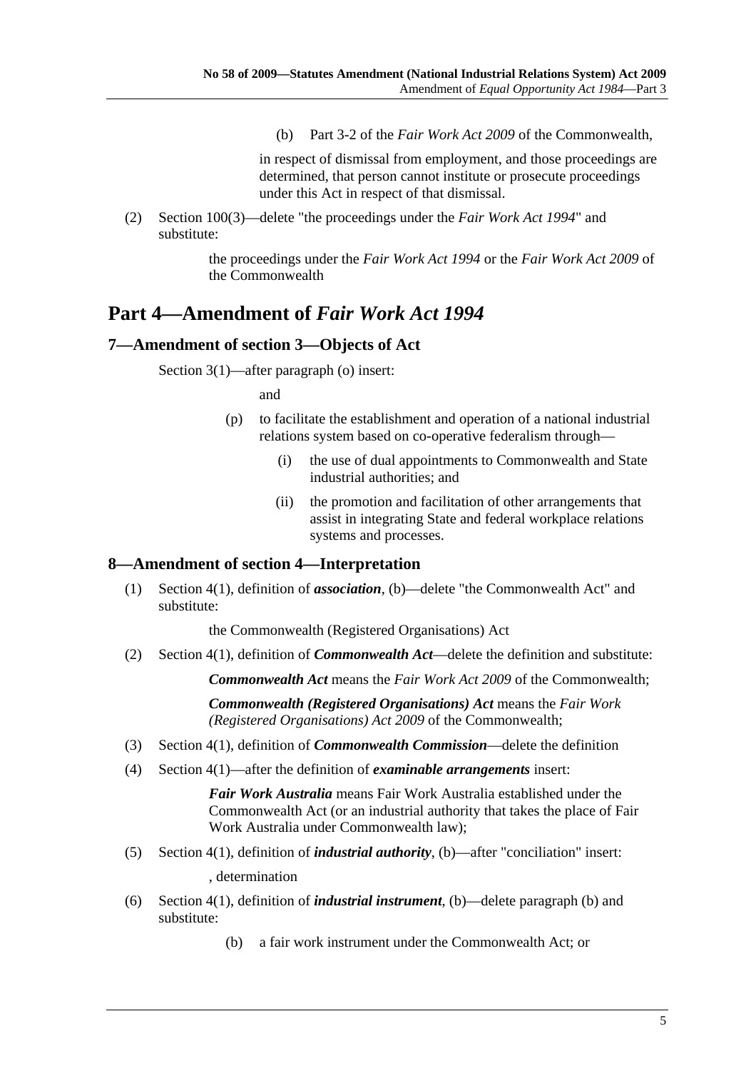(b) Part 3-2 of the *Fair Work Act 2009* of the Commonwealth,

in respect of dismissal from employment, and those proceedings are determined, that person cannot institute or prosecute proceedings under this Act in respect of that dismissal.

(2) Section 100(3)—delete "the proceedings under the *Fair Work Act 1994*" and substitute:

the proceedings under the *Fair Work Act 1994* or the *Fair Work Act 2009* of the Commonwealth

# Part 4—Amendment of *Fair Work Act 1994*

## 7—Amendment of section 3—Objects of Act

Section 3(1)—after paragraph (o) insert:

and

(p) to facilitate the establishment and operation of a national industrial relations system based on co-operative federalism through—

(i) the use of dual appointments to Commonwealth and State industrial authorities; and

(ii) the promotion and facilitation of other arrangements that assist in integrating State and federal workplace relations systems and processes.

## 8—Amendment of section 4—Interpretation

(1) Section 4(1), definition of ***association***, (b)—delete "the Commonwealth Act" and substitute:

the Commonwealth (Registered Organisations) Act

(2) Section 4(1), definition of ***Commonwealth Act***—delete the definition and substitute:

***Commonwealth Act*** means the *Fair Work Act 2009* of the Commonwealth;

***Commonwealth (Registered Organisations) Act*** means the *Fair Work (Registered Organisations) Act 2009* of the Commonwealth;

(3) Section 4(1), definition of ***Commonwealth Commission***—delete the definition

(4) Section 4(1)—after the definition of ***examinable arrangements*** insert:

***Fair Work Australia*** means Fair Work Australia established under the Commonwealth Act (or an industrial authority that takes the place of Fair Work Australia under Commonwealth law);

(5) Section 4(1), definition of ***industrial authority***, (b)—after "conciliation" insert:

, determination

(6) Section 4(1), definition of ***industrial instrument***, (b)—delete paragraph (b) and substitute:

(b) a fair work instrument under the Commonwealth Act; or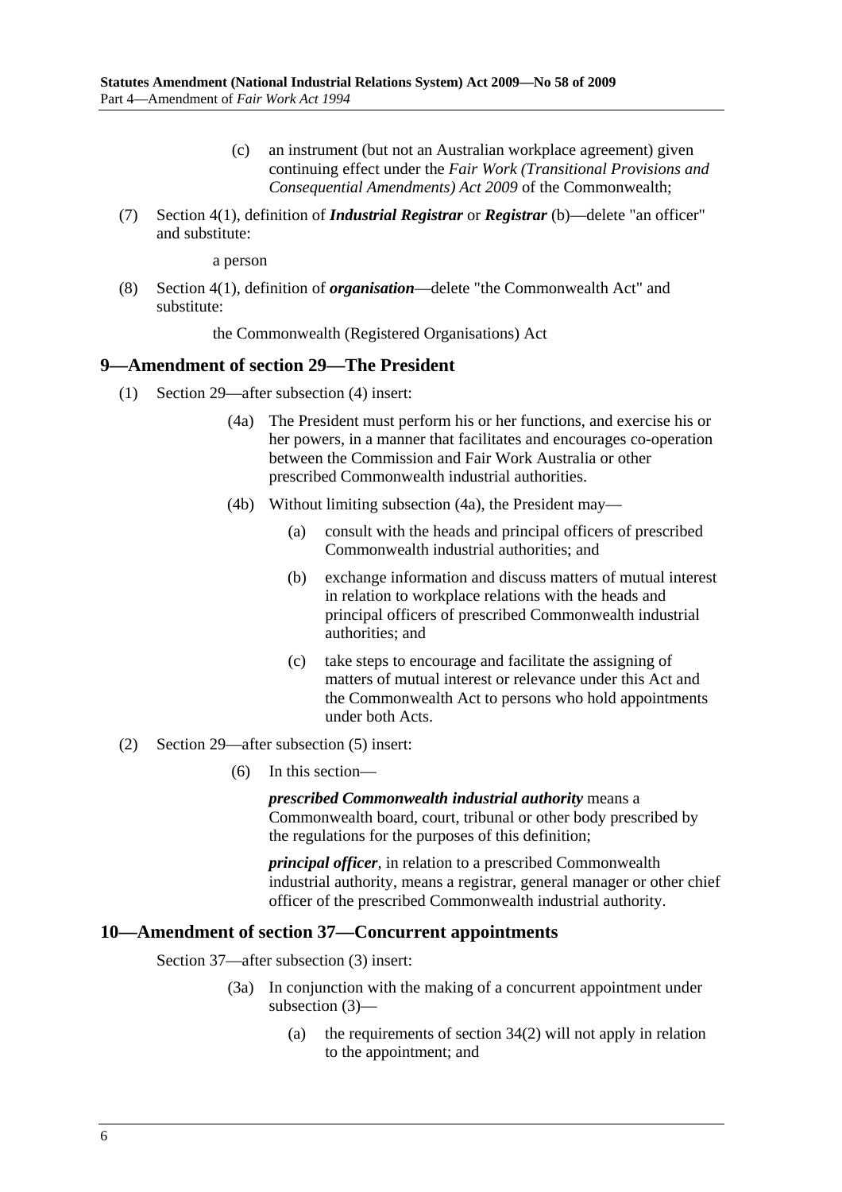(c) an instrument (but not an Australian workplace agreement) given continuing effect under the *Fair Work (Transitional Provisions and Consequential Amendments) Act 2009* of the Commonwealth;

(7) Section 4(1), definition of ***Industrial Registrar*** or ***Registrar*** (b)—delete "an officer" and substitute:

a person

(8) Section 4(1), definition of ***organisation***—delete "the Commonwealth Act" and substitute:

the Commonwealth (Registered Organisations) Act

## 9—Amendment of section 29—The President

(1) Section 29—after subsection (4) insert:

(4a) The President must perform his or her functions, and exercise his or her powers, in a manner that facilitates and encourages co-operation between the Commission and Fair Work Australia or other prescribed Commonwealth industrial authorities.

(4b) Without limiting subsection (4a), the President may—

(a) consult with the heads and principal officers of prescribed Commonwealth industrial authorities; and

(b) exchange information and discuss matters of mutual interest in relation to workplace relations with the heads and principal officers of prescribed Commonwealth industrial authorities; and

(c) take steps to encourage and facilitate the assigning of matters of mutual interest or relevance under this Act and the Commonwealth Act to persons who hold appointments under both Acts.

(2) Section 29—after subsection (5) insert:

(6) In this section—

***prescribed Commonwealth industrial authority*** means a Commonwealth board, court, tribunal or other body prescribed by the regulations for the purposes of this definition;

***principal officer***, in relation to a prescribed Commonwealth industrial authority, means a registrar, general manager or other chief officer of the prescribed Commonwealth industrial authority.

## 10—Amendment of section 37—Concurrent appointments

Section 37—after subsection (3) insert:

(3a) In conjunction with the making of a concurrent appointment under subsection (3)—

(a) the requirements of section 34(2) will not apply in relation to the appointment; and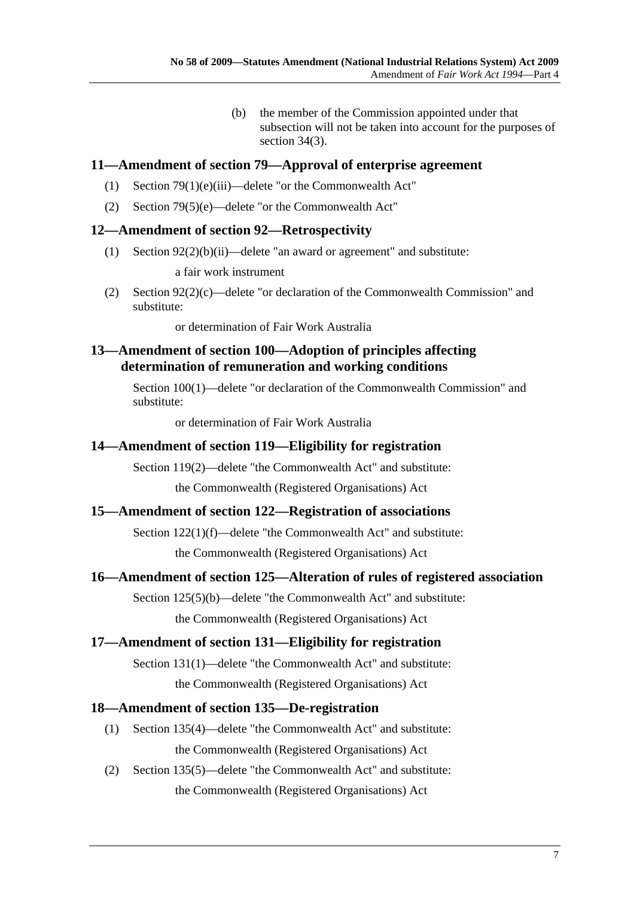(b) the member of the Commission appointed under that subsection will not be taken into account for the purposes of section 34(3).

## 11—Amendment of section 79—Approval of enterprise agreement

(1) Section 79(1)(e)(iii)—delete "or the Commonwealth Act"

(2) Section 79(5)(e)—delete "or the Commonwealth Act"

## 12—Amendment of section 92—Retrospectivity

(1) Section 92(2)(b)(ii)—delete "an award or agreement" and substitute:

a fair work instrument

(2) Section 92(2)(c)—delete "or declaration of the Commonwealth Commission" and substitute:

or determination of Fair Work Australia

## 13—Amendment of section 100—Adoption of principles affecting determination of remuneration and working conditions

Section 100(1)—delete "or declaration of the Commonwealth Commission" and substitute:

or determination of Fair Work Australia

## 14—Amendment of section 119—Eligibility for registration

Section 119(2)—delete "the Commonwealth Act" and substitute:

the Commonwealth (Registered Organisations) Act

## 15—Amendment of section 122—Registration of associations

Section 122(1)(f)—delete "the Commonwealth Act" and substitute:

the Commonwealth (Registered Organisations) Act

## 16—Amendment of section 125—Alteration of rules of registered association

Section 125(5)(b)—delete "the Commonwealth Act" and substitute:

the Commonwealth (Registered Organisations) Act

## 17—Amendment of section 131—Eligibility for registration

Section 131(1)—delete "the Commonwealth Act" and substitute:

the Commonwealth (Registered Organisations) Act

## 18—Amendment of section 135—De-registration

(1) Section 135(4)—delete "the Commonwealth Act" and substitute:

the Commonwealth (Registered Organisations) Act

(2) Section 135(5)—delete "the Commonwealth Act" and substitute:

the Commonwealth (Registered Organisations) Act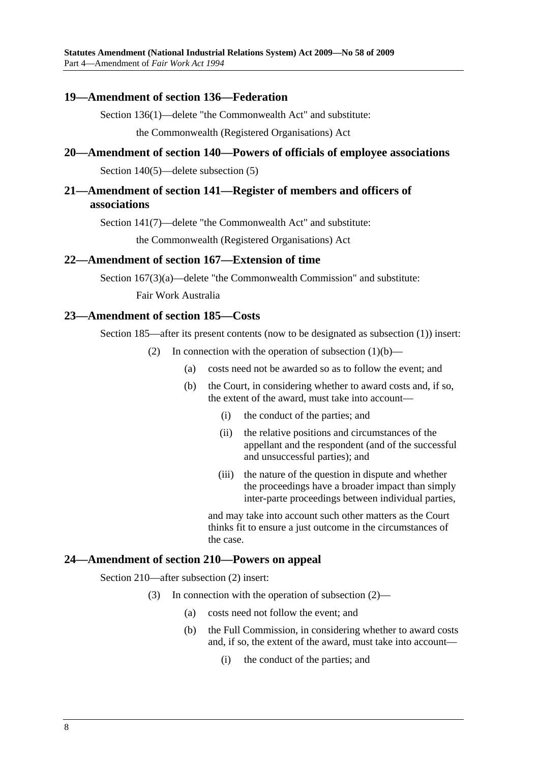## 19—Amendment of section 136—Federation

Section 136(1)—delete "the Commonwealth Act" and substitute:

the Commonwealth (Registered Organisations) Act

## 20—Amendment of section 140—Powers of officials of employee associations

Section 140(5)—delete subsection (5)

## 21—Amendment of section 141—Register of members and officers of associations

Section 141(7)—delete "the Commonwealth Act" and substitute:

the Commonwealth (Registered Organisations) Act

## 22—Amendment of section 167—Extension of time

Section 167(3)(a)—delete "the Commonwealth Commission" and substitute:

Fair Work Australia

## 23—Amendment of section 185—Costs

Section 185—after its present contents (now to be designated as subsection (1)) insert:

(2) In connection with the operation of subsection (1)(b)—

- (a) costs need not be awarded so as to follow the event; and
- (b) the Court, in considering whether to award costs and, if so, the extent of the award, must take into account—
  - (i) the conduct of the parties; and
  - (ii) the relative positions and circumstances of the appellant and the respondent (and of the successful and unsuccessful parties); and
  - (iii) the nature of the question in dispute and whether the proceedings have a broader impact than simply inter-parte proceedings between individual parties,

  and may take into account such other matters as the Court thinks fit to ensure a just outcome in the circumstances of the case.

## 24—Amendment of section 210—Powers on appeal

Section 210—after subsection (2) insert:

(3) In connection with the operation of subsection (2)—

- (a) costs need not follow the event; and
- (b) the Full Commission, in considering whether to award costs and, if so, the extent of the award, must take into account—
  - (i) the conduct of the parties; and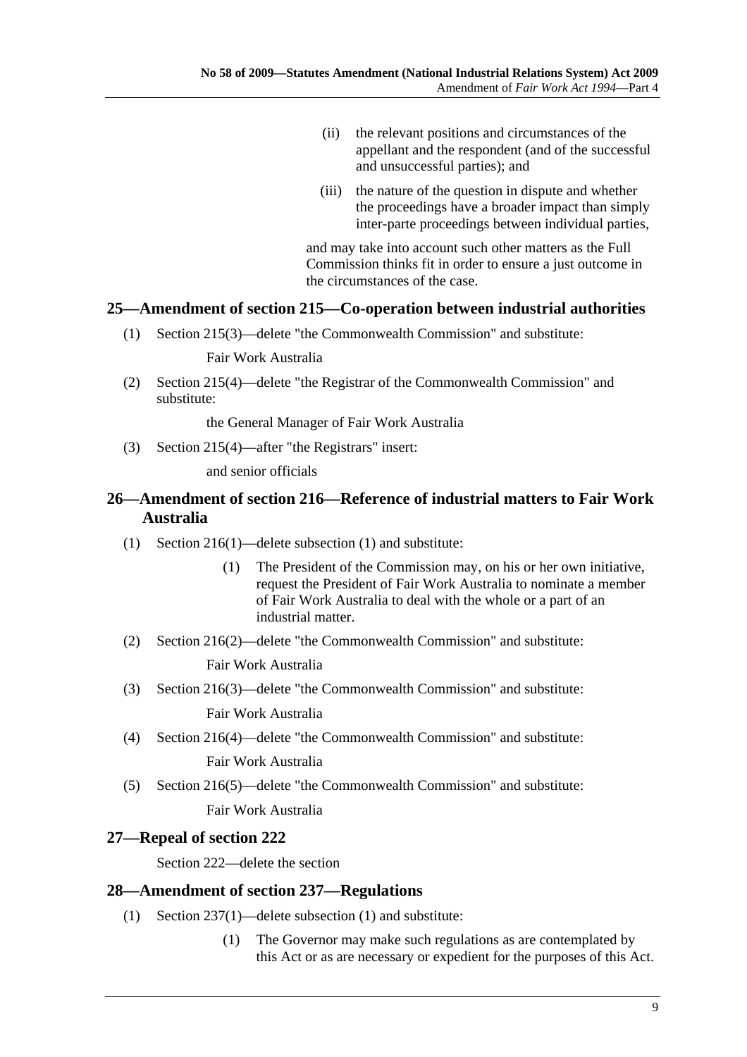(ii) the relevant positions and circumstances of the appellant and the respondent (and of the successful and unsuccessful parties); and

(iii) the nature of the question in dispute and whether the proceedings have a broader impact than simply inter-parte proceedings between individual parties,

and may take into account such other matters as the Full Commission thinks fit in order to ensure a just outcome in the circumstances of the case.

## 25—Amendment of section 215—Co-operation between industrial authorities

(1) Section 215(3)—delete "the Commonwealth Commission" and substitute:

Fair Work Australia

(2) Section 215(4)—delete "the Registrar of the Commonwealth Commission" and substitute:

the General Manager of Fair Work Australia

(3) Section 215(4)—after "the Registrars" insert:

and senior officials

## 26—Amendment of section 216—Reference of industrial matters to Fair Work Australia

(1) Section 216(1)—delete subsection (1) and substitute:

(1) The President of the Commission may, on his or her own initiative, request the President of Fair Work Australia to nominate a member of Fair Work Australia to deal with the whole or a part of an industrial matter.

(2) Section 216(2)—delete "the Commonwealth Commission" and substitute:

Fair Work Australia

(3) Section 216(3)—delete "the Commonwealth Commission" and substitute:

Fair Work Australia

(4) Section 216(4)—delete "the Commonwealth Commission" and substitute:

Fair Work Australia

(5) Section 216(5)—delete "the Commonwealth Commission" and substitute:

Fair Work Australia

## 27—Repeal of section 222

Section 222—delete the section

## 28—Amendment of section 237—Regulations

(1) Section 237(1)—delete subsection (1) and substitute:

(1) The Governor may make such regulations as are contemplated by this Act or as are necessary or expedient for the purposes of this Act.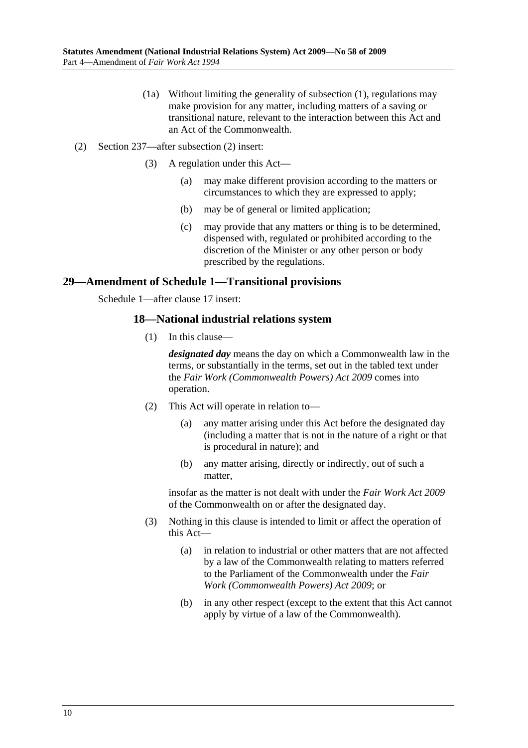(1a) Without limiting the generality of subsection (1), regulations may make provision for any matter, including matters of a saving or transitional nature, relevant to the interaction between this Act and an Act of the Commonwealth.

(2) Section 237—after subsection (2) insert:

(3) A regulation under this Act—

(a) may make different provision according to the matters or circumstances to which they are expressed to apply;

(b) may be of general or limited application;

(c) may provide that any matters or thing is to be determined, dispensed with, regulated or prohibited according to the discretion of the Minister or any other person or body prescribed by the regulations.

## 29—Amendment of Schedule 1—Transitional provisions

Schedule 1—after clause 17 insert:

### 18—National industrial relations system

(1) In this clause—

***designated day*** means the day on which a Commonwealth law in the terms, or substantially in the terms, set out in the tabled text under the *Fair Work (Commonwealth Powers) Act 2009* comes into operation.

(2) This Act will operate in relation to—

(a) any matter arising under this Act before the designated day (including a matter that is not in the nature of a right or that is procedural in nature); and

(b) any matter arising, directly or indirectly, out of such a matter,

insofar as the matter is not dealt with under the *Fair Work Act 2009* of the Commonwealth on or after the designated day.

(3) Nothing in this clause is intended to limit or affect the operation of this Act—

(a) in relation to industrial or other matters that are not affected by a law of the Commonwealth relating to matters referred to the Parliament of the Commonwealth under the *Fair Work (Commonwealth Powers) Act 2009*; or

(b) in any other respect (except to the extent that this Act cannot apply by virtue of a law of the Commonwealth).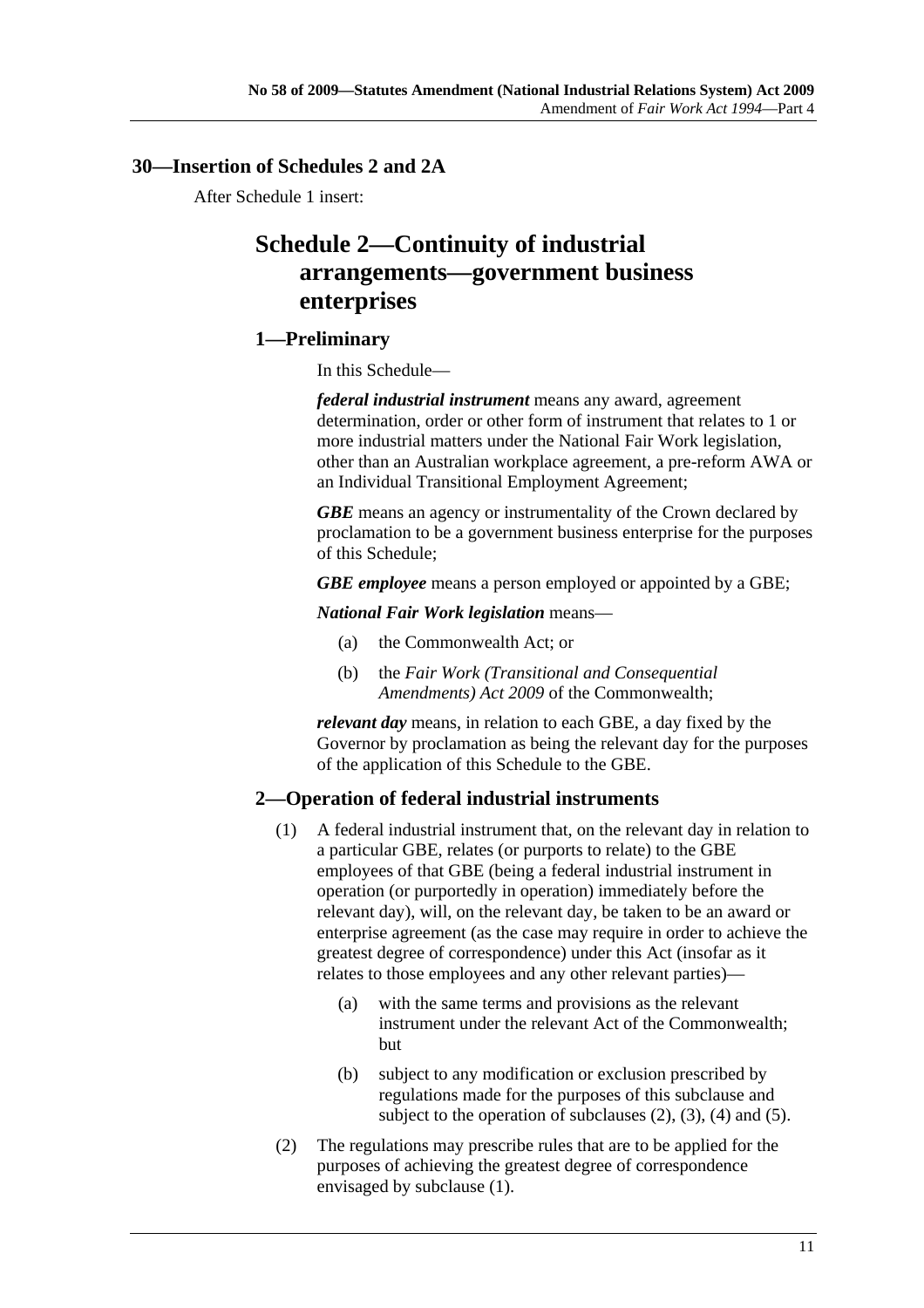## 30—Insertion of Schedules 2 and 2A

After Schedule 1 insert:

# Schedule 2—Continuity of industrial arrangements—government business enterprises

### 1—Preliminary

In this Schedule—

***federal industrial instrument*** means any award, agreement determination, order or other form of instrument that relates to 1 or more industrial matters under the National Fair Work legislation, other than an Australian workplace agreement, a pre-reform AWA or an Individual Transitional Employment Agreement;

***GBE*** means an agency or instrumentality of the Crown declared by proclamation to be a government business enterprise for the purposes of this Schedule;

***GBE employee*** means a person employed or appointed by a GBE;

***National Fair Work legislation*** means—

(a) the Commonwealth Act; or

(b) the *Fair Work (Transitional and Consequential Amendments) Act 2009* of the Commonwealth;

***relevant day*** means, in relation to each GBE, a day fixed by the Governor by proclamation as being the relevant day for the purposes of the application of this Schedule to the GBE.

### 2—Operation of federal industrial instruments

(1) A federal industrial instrument that, on the relevant day in relation to a particular GBE, relates (or purports to relate) to the GBE employees of that GBE (being a federal industrial instrument in operation (or purportedly in operation) immediately before the relevant day), will, on the relevant day, be taken to be an award or enterprise agreement (as the case may require in order to achieve the greatest degree of correspondence) under this Act (insofar as it relates to those employees and any other relevant parties)—

(a) with the same terms and provisions as the relevant instrument under the relevant Act of the Commonwealth; but

(b) subject to any modification or exclusion prescribed by regulations made for the purposes of this subclause and subject to the operation of subclauses (2), (3), (4) and (5).

(2) The regulations may prescribe rules that are to be applied for the purposes of achieving the greatest degree of correspondence envisaged by subclause (1).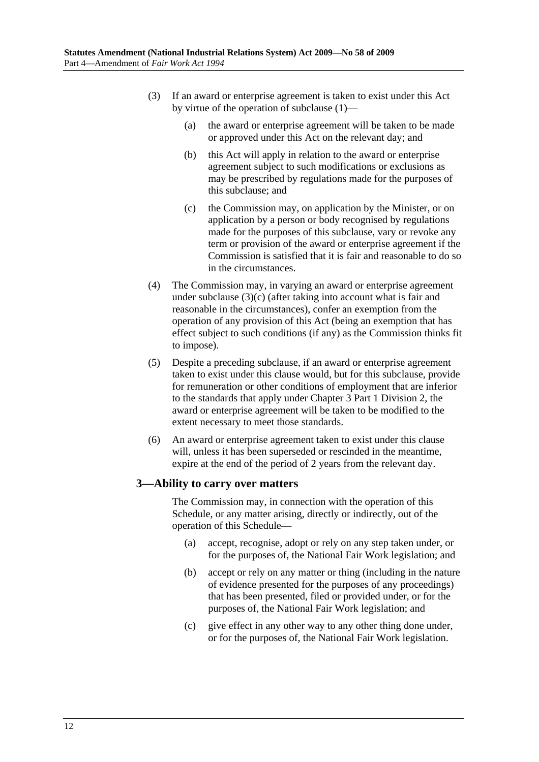(3) If an award or enterprise agreement is taken to exist under this Act by virtue of the operation of subclause (1)—

(a) the award or enterprise agreement will be taken to be made or approved under this Act on the relevant day; and

(b) this Act will apply in relation to the award or enterprise agreement subject to such modifications or exclusions as may be prescribed by regulations made for the purposes of this subclause; and

(c) the Commission may, on application by the Minister, or on application by a person or body recognised by regulations made for the purposes of this subclause, vary or revoke any term or provision of the award or enterprise agreement if the Commission is satisfied that it is fair and reasonable to do so in the circumstances.

(4) The Commission may, in varying an award or enterprise agreement under subclause (3)(c) (after taking into account what is fair and reasonable in the circumstances), confer an exemption from the operation of any provision of this Act (being an exemption that has effect subject to such conditions (if any) as the Commission thinks fit to impose).

(5) Despite a preceding subclause, if an award or enterprise agreement taken to exist under this clause would, but for this subclause, provide for remuneration or other conditions of employment that are inferior to the standards that apply under Chapter 3 Part 1 Division 2, the award or enterprise agreement will be taken to be modified to the extent necessary to meet those standards.

(6) An award or enterprise agreement taken to exist under this clause will, unless it has been superseded or rescinded in the meantime, expire at the end of the period of 2 years from the relevant day.

### 3—Ability to carry over matters

The Commission may, in connection with the operation of this Schedule, or any matter arising, directly or indirectly, out of the operation of this Schedule—

(a) accept, recognise, adopt or rely on any step taken under, or for the purposes of, the National Fair Work legislation; and

(b) accept or rely on any matter or thing (including in the nature of evidence presented for the purposes of any proceedings) that has been presented, filed or provided under, or for the purposes of, the National Fair Work legislation; and

(c) give effect in any other way to any other thing done under, or for the purposes of, the National Fair Work legislation.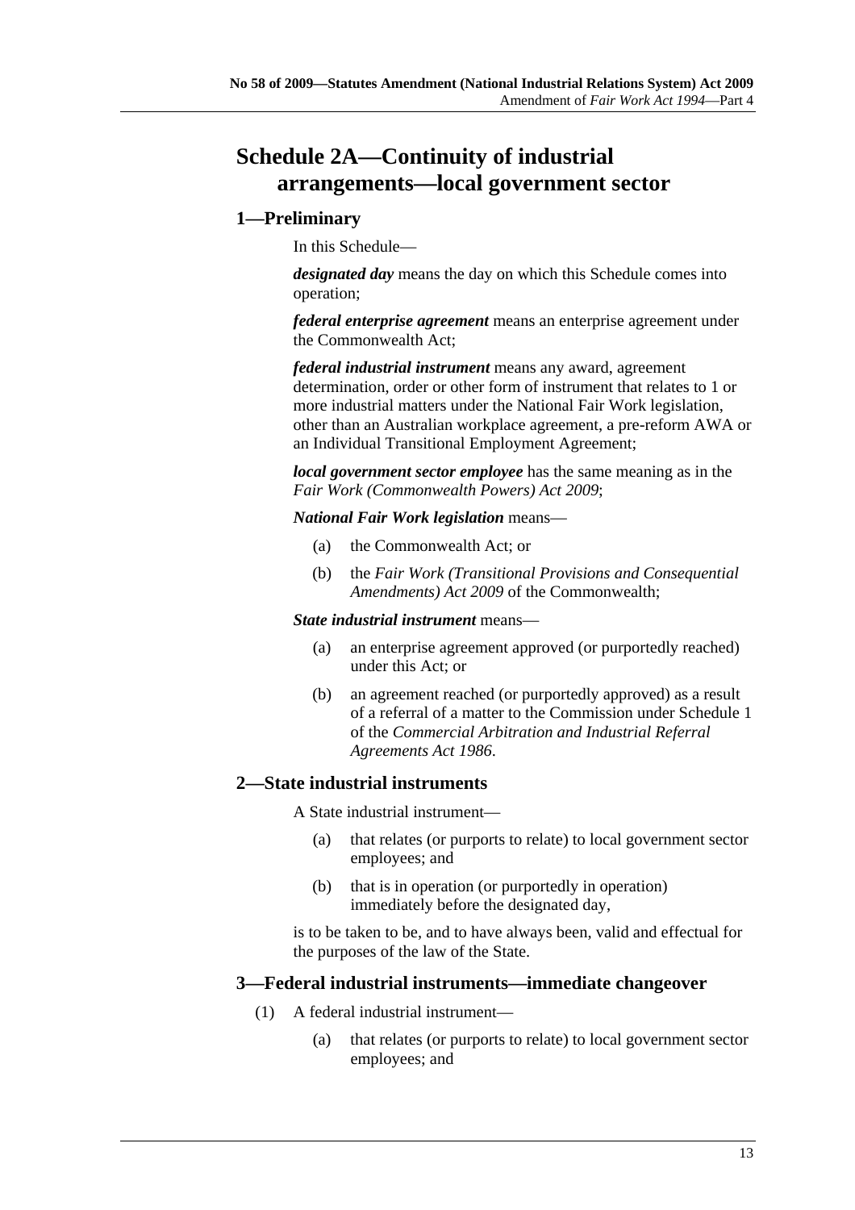# Schedule 2A—Continuity of industrial arrangements—local government sector

## 1—Preliminary

In this Schedule—

***designated day*** means the day on which this Schedule comes into operation;

***federal enterprise agreement*** means an enterprise agreement under the Commonwealth Act;

***federal industrial instrument*** means any award, agreement determination, order or other form of instrument that relates to 1 or more industrial matters under the National Fair Work legislation, other than an Australian workplace agreement, a pre-reform AWA or an Individual Transitional Employment Agreement;

***local government sector employee*** has the same meaning as in the *Fair Work (Commonwealth Powers) Act 2009*;

***National Fair Work legislation*** means—

(a) the Commonwealth Act; or

(b) the *Fair Work (Transitional Provisions and Consequential Amendments) Act 2009* of the Commonwealth;

***State industrial instrument*** means—

(a) an enterprise agreement approved (or purportedly reached) under this Act; or

(b) an agreement reached (or purportedly approved) as a result of a referral of a matter to the Commission under Schedule 1 of the *Commercial Arbitration and Industrial Referral Agreements Act 1986*.

## 2—State industrial instruments

A State industrial instrument—

(a) that relates (or purports to relate) to local government sector employees; and

(b) that is in operation (or purportedly in operation) immediately before the designated day,

is to be taken to be, and to have always been, valid and effectual for the purposes of the law of the State.

## 3—Federal industrial instruments—immediate changeover

(1) A federal industrial instrument—

(a) that relates (or purports to relate) to local government sector employees; and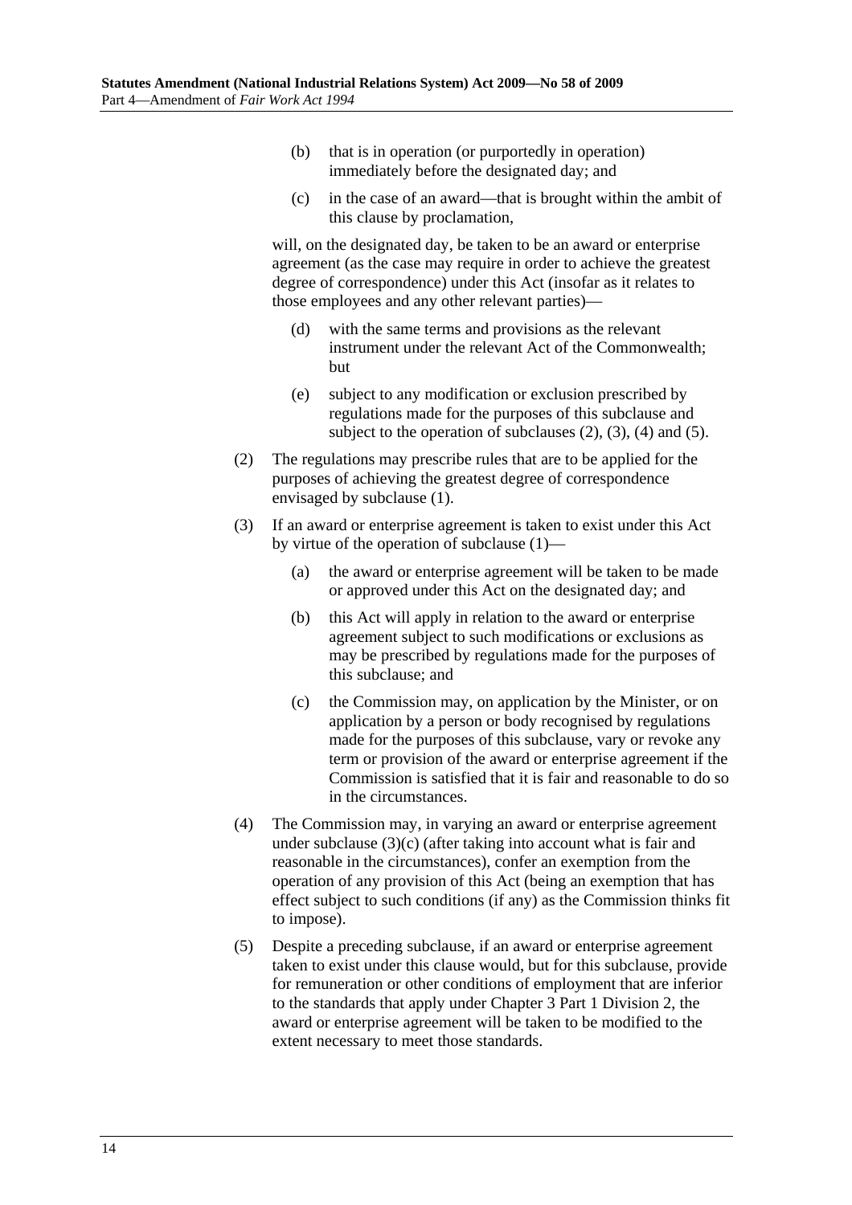(b) that is in operation (or purportedly in operation) immediately before the designated day; and

(c) in the case of an award—that is brought within the ambit of this clause by proclamation,

will, on the designated day, be taken to be an award or enterprise agreement (as the case may require in order to achieve the greatest degree of correspondence) under this Act (insofar as it relates to those employees and any other relevant parties)—

(d) with the same terms and provisions as the relevant instrument under the relevant Act of the Commonwealth; but

(e) subject to any modification or exclusion prescribed by regulations made for the purposes of this subclause and subject to the operation of subclauses (2), (3), (4) and (5).

(2) The regulations may prescribe rules that are to be applied for the purposes of achieving the greatest degree of correspondence envisaged by subclause (1).

(3) If an award or enterprise agreement is taken to exist under this Act by virtue of the operation of subclause (1)—

(a) the award or enterprise agreement will be taken to be made or approved under this Act on the designated day; and

(b) this Act will apply in relation to the award or enterprise agreement subject to such modifications or exclusions as may be prescribed by regulations made for the purposes of this subclause; and

(c) the Commission may, on application by the Minister, or on application by a person or body recognised by regulations made for the purposes of this subclause, vary or revoke any term or provision of the award or enterprise agreement if the Commission is satisfied that it is fair and reasonable to do so in the circumstances.

(4) The Commission may, in varying an award or enterprise agreement under subclause (3)(c) (after taking into account what is fair and reasonable in the circumstances), confer an exemption from the operation of any provision of this Act (being an exemption that has effect subject to such conditions (if any) as the Commission thinks fit to impose).

(5) Despite a preceding subclause, if an award or enterprise agreement taken to exist under this clause would, but for this subclause, provide for remuneration or other conditions of employment that are inferior to the standards that apply under Chapter 3 Part 1 Division 2, the award or enterprise agreement will be taken to be modified to the extent necessary to meet those standards.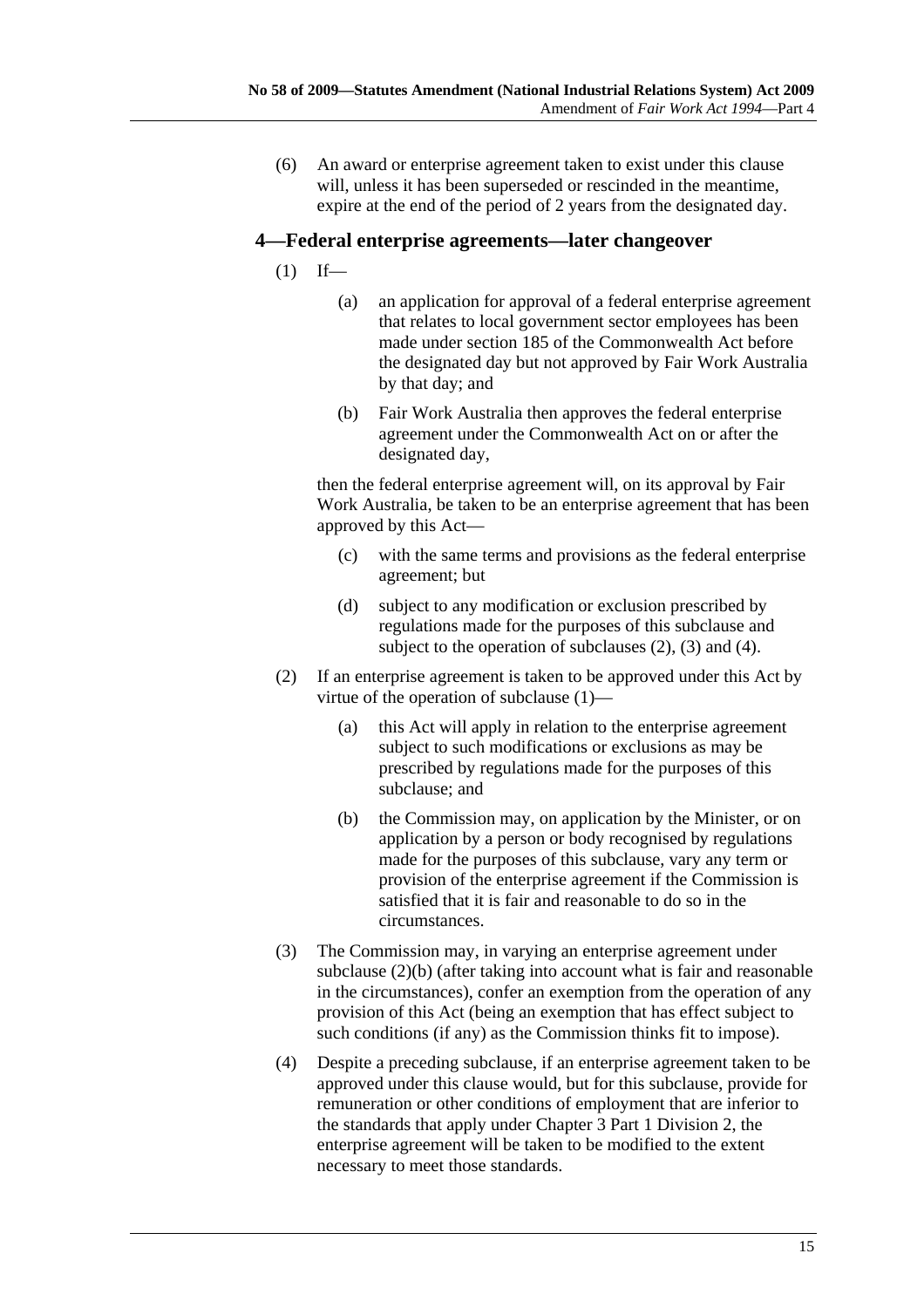(6) An award or enterprise agreement taken to exist under this clause will, unless it has been superseded or rescinded in the meantime, expire at the end of the period of 2 years from the designated day.

## 4—Federal enterprise agreements—later changeover

(1) If—

(a) an application for approval of a federal enterprise agreement that relates to local government sector employees has been made under section 185 of the Commonwealth Act before the designated day but not approved by Fair Work Australia by that day; and

(b) Fair Work Australia then approves the federal enterprise agreement under the Commonwealth Act on or after the designated day,

then the federal enterprise agreement will, on its approval by Fair Work Australia, be taken to be an enterprise agreement that has been approved by this Act—

(c) with the same terms and provisions as the federal enterprise agreement; but

(d) subject to any modification or exclusion prescribed by regulations made for the purposes of this subclause and subject to the operation of subclauses (2), (3) and (4).

(2) If an enterprise agreement is taken to be approved under this Act by virtue of the operation of subclause (1)—

(a) this Act will apply in relation to the enterprise agreement subject to such modifications or exclusions as may be prescribed by regulations made for the purposes of this subclause; and

(b) the Commission may, on application by the Minister, or on application by a person or body recognised by regulations made for the purposes of this subclause, vary any term or provision of the enterprise agreement if the Commission is satisfied that it is fair and reasonable to do so in the circumstances.

(3) The Commission may, in varying an enterprise agreement under subclause (2)(b) (after taking into account what is fair and reasonable in the circumstances), confer an exemption from the operation of any provision of this Act (being an exemption that has effect subject to such conditions (if any) as the Commission thinks fit to impose).

(4) Despite a preceding subclause, if an enterprise agreement taken to be approved under this clause would, but for this subclause, provide for remuneration or other conditions of employment that are inferior to the standards that apply under Chapter 3 Part 1 Division 2, the enterprise agreement will be taken to be modified to the extent necessary to meet those standards.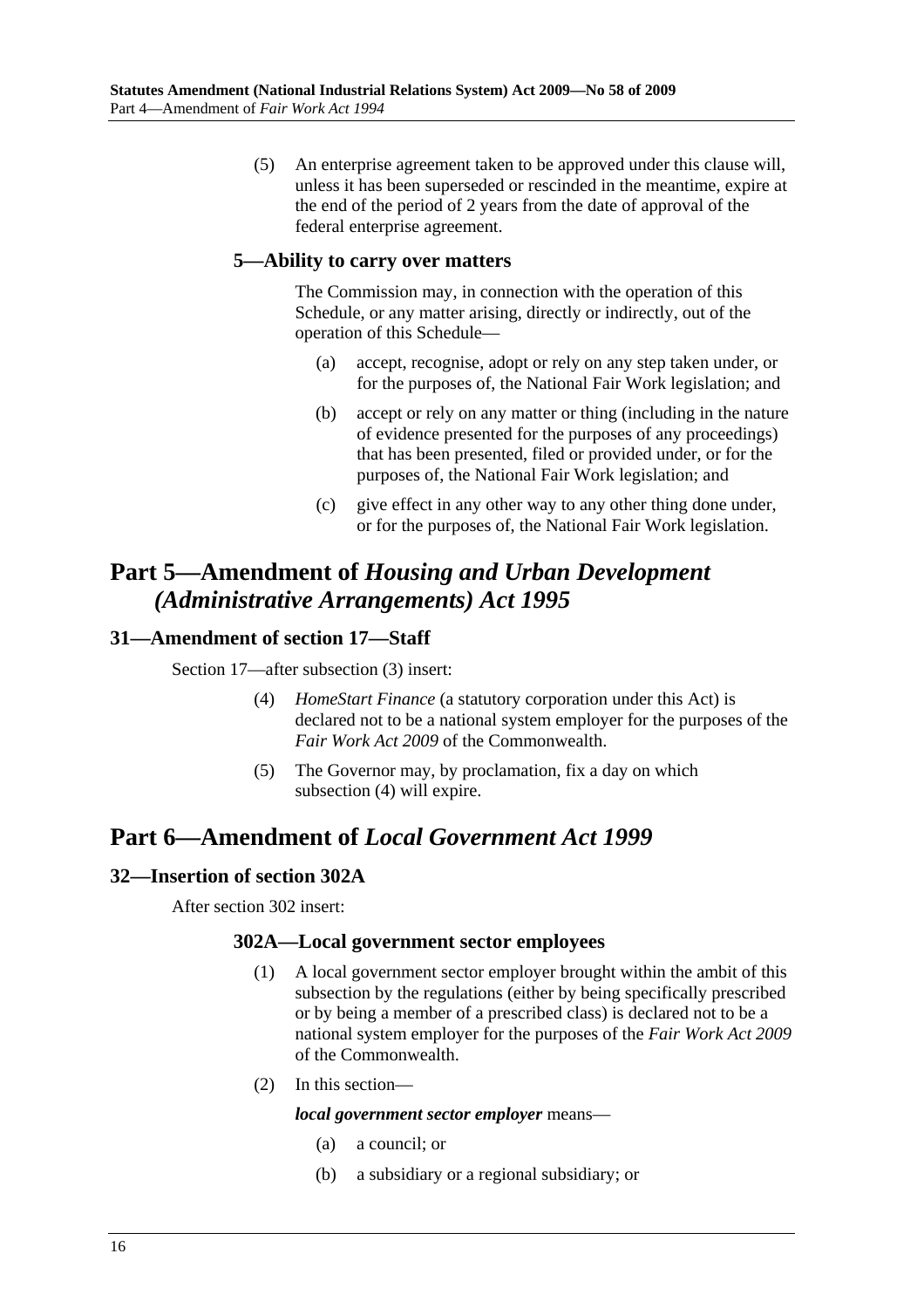(5) An enterprise agreement taken to be approved under this clause will, unless it has been superseded or rescinded in the meantime, expire at the end of the period of 2 years from the date of approval of the federal enterprise agreement.

### 5—Ability to carry over matters

The Commission may, in connection with the operation of this Schedule, or any matter arising, directly or indirectly, out of the operation of this Schedule—

(a) accept, recognise, adopt or rely on any step taken under, or for the purposes of, the National Fair Work legislation; and

(b) accept or rely on any matter or thing (including in the nature of evidence presented for the purposes of any proceedings) that has been presented, filed or provided under, or for the purposes of, the National Fair Work legislation; and

(c) give effect in any other way to any other thing done under, or for the purposes of, the National Fair Work legislation.

## Part 5—Amendment of *Housing and Urban Development (Administrative Arrangements) Act 1995*

### 31—Amendment of section 17—Staff

Section 17—after subsection (3) insert:

(4) *HomeStart Finance* (a statutory corporation under this Act) is declared not to be a national system employer for the purposes of the *Fair Work Act 2009* of the Commonwealth.

(5) The Governor may, by proclamation, fix a day on which subsection (4) will expire.

## Part 6—Amendment of *Local Government Act 1999*

### 32—Insertion of section 302A

After section 302 insert:

### 302A—Local government sector employees

(1) A local government sector employer brought within the ambit of this subsection by the regulations (either by being specifically prescribed or by being a member of a prescribed class) is declared not to be a national system employer for the purposes of the *Fair Work Act 2009* of the Commonwealth.

(2) In this section—

***local government sector employer*** means—

(a) a council; or

(b) a subsidiary or a regional subsidiary; or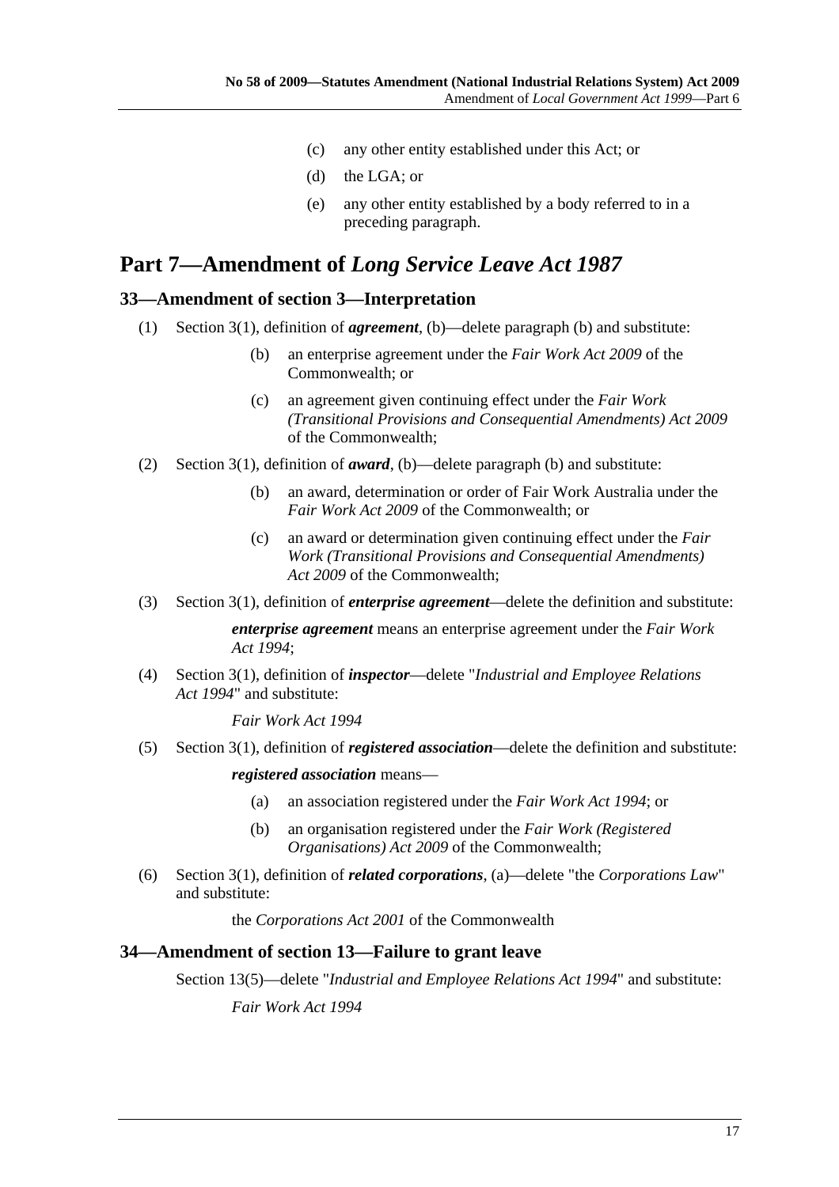(c) any other entity established under this Act; or

(d) the LGA; or

(e) any other entity established by a body referred to in a preceding paragraph.

# Part 7—Amendment of *Long Service Leave Act 1987*

## 33—Amendment of section 3—Interpretation

(1) Section 3(1), definition of ***agreement***, (b)—delete paragraph (b) and substitute:

> (b) an enterprise agreement under the *Fair Work Act 2009* of the Commonwealth; or
>
> (c) an agreement given continuing effect under the *Fair Work (Transitional Provisions and Consequential Amendments) Act 2009* of the Commonwealth;

(2) Section 3(1), definition of ***award***, (b)—delete paragraph (b) and substitute:

> (b) an award, determination or order of Fair Work Australia under the *Fair Work Act 2009* of the Commonwealth; or
>
> (c) an award or determination given continuing effect under the *Fair Work (Transitional Provisions and Consequential Amendments) Act 2009* of the Commonwealth;

(3) Section 3(1), definition of ***enterprise agreement***—delete the definition and substitute:

> ***enterprise agreement*** means an enterprise agreement under the *Fair Work Act 1994*;

(4) Section 3(1), definition of ***inspector***—delete "*Industrial and Employee Relations Act 1994*" and substitute:

> *Fair Work Act 1994*

(5) Section 3(1), definition of ***registered association***—delete the definition and substitute:

> ***registered association*** means—
>
> (a) an association registered under the *Fair Work Act 1994*; or
>
> (b) an organisation registered under the *Fair Work (Registered Organisations) Act 2009* of the Commonwealth;

(6) Section 3(1), definition of ***related corporations***, (a)—delete "the *Corporations Law*" and substitute:

> the *Corporations Act 2001* of the Commonwealth

## 34—Amendment of section 13—Failure to grant leave

Section 13(5)—delete "*Industrial and Employee Relations Act 1994*" and substitute:

> *Fair Work Act 1994*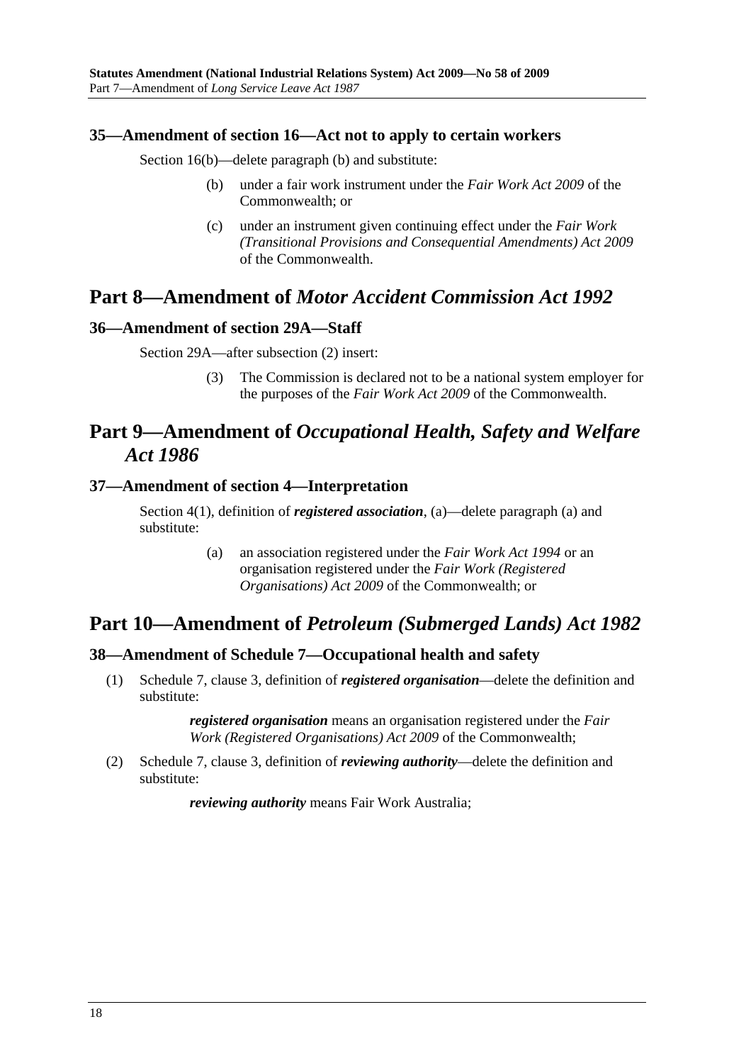### 35—Amendment of section 16—Act not to apply to certain workers

Section 16(b)—delete paragraph (b) and substitute:

(b) under a fair work instrument under the *Fair Work Act 2009* of the Commonwealth; or

(c) under an instrument given continuing effect under the *Fair Work (Transitional Provisions and Consequential Amendments) Act 2009* of the Commonwealth.

## Part 8—Amendment of *Motor Accident Commission Act 1992*

### 36—Amendment of section 29A—Staff

Section 29A—after subsection (2) insert:

(3) The Commission is declared not to be a national system employer for the purposes of the *Fair Work Act 2009* of the Commonwealth.

## Part 9—Amendment of *Occupational Health, Safety and Welfare Act 1986*

### 37—Amendment of section 4—Interpretation

Section 4(1), definition of ***registered association***, (a)—delete paragraph (a) and substitute:

(a) an association registered under the *Fair Work Act 1994* or an organisation registered under the *Fair Work (Registered Organisations) Act 2009* of the Commonwealth; or

## Part 10—Amendment of *Petroleum (Submerged Lands) Act 1982*

### 38—Amendment of Schedule 7—Occupational health and safety

(1) Schedule 7, clause 3, definition of ***registered organisation***—delete the definition and substitute:

***registered organisation*** means an organisation registered under the *Fair Work (Registered Organisations) Act 2009* of the Commonwealth;

(2) Schedule 7, clause 3, definition of ***reviewing authority***—delete the definition and substitute:

***reviewing authority*** means Fair Work Australia;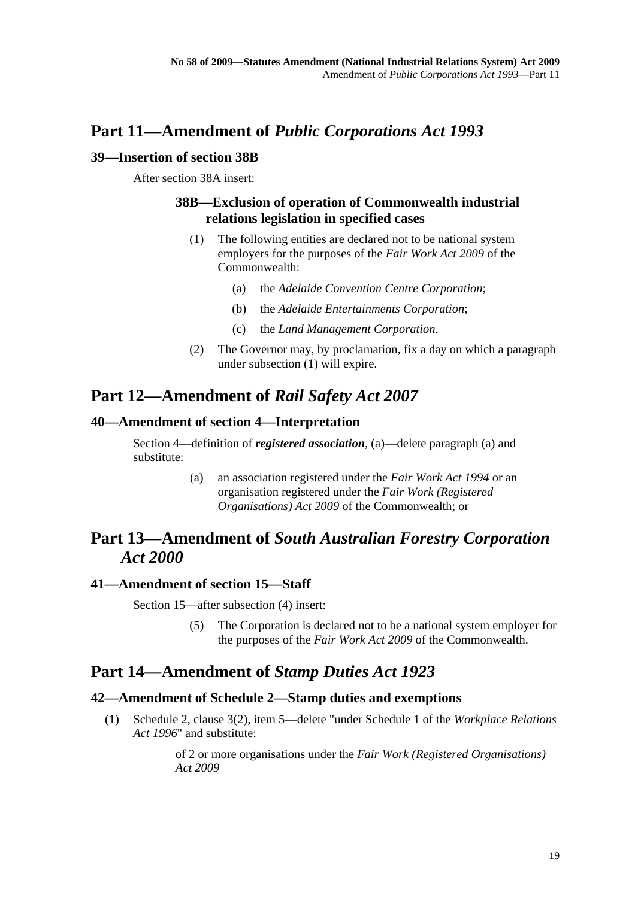# Part 11—Amendment of *Public Corporations Act 1993*

## 39—Insertion of section 38B

After section 38A insert:

### 38B—Exclusion of operation of Commonwealth industrial relations legislation in specified cases

(1) The following entities are declared not to be national system employers for the purposes of the *Fair Work Act 2009* of the Commonwealth:

- (a) the *Adelaide Convention Centre Corporation*;
- (b) the *Adelaide Entertainments Corporation*;
- (c) the *Land Management Corporation*.

(2) The Governor may, by proclamation, fix a day on which a paragraph under subsection (1) will expire.

# Part 12—Amendment of *Rail Safety Act 2007*

## 40—Amendment of section 4—Interpretation

Section 4—definition of ***registered association***, (a)—delete paragraph (a) and substitute:

> (a) an association registered under the *Fair Work Act 1994* or an organisation registered under the *Fair Work (Registered Organisations) Act 2009* of the Commonwealth; or

# Part 13—Amendment of *South Australian Forestry Corporation Act 2000*

## 41—Amendment of section 15—Staff

Section 15—after subsection (4) insert:

> (5) The Corporation is declared not to be a national system employer for the purposes of the *Fair Work Act 2009* of the Commonwealth.

# Part 14—Amendment of *Stamp Duties Act 1923*

## 42—Amendment of Schedule 2—Stamp duties and exemptions

(1) Schedule 2, clause 3(2), item 5—delete "under Schedule 1 of the *Workplace Relations Act 1996*" and substitute:

> of 2 or more organisations under the *Fair Work (Registered Organisations) Act 2009*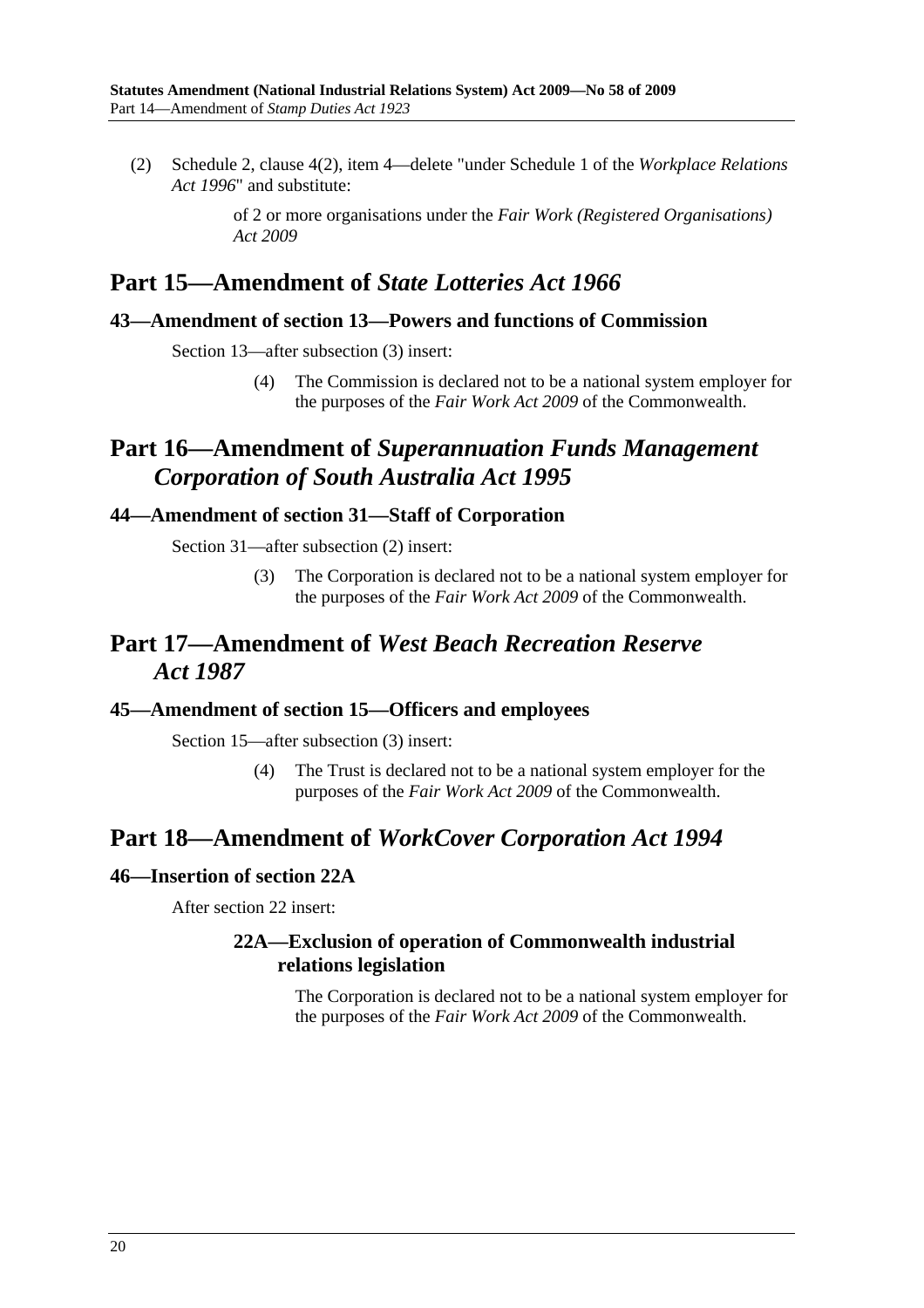(2) Schedule 2, clause 4(2), item 4—delete "under Schedule 1 of the *Workplace Relations Act 1996*" and substitute:

> of 2 or more organisations under the *Fair Work (Registered Organisations) Act 2009*

## Part 15—Amendment of *State Lotteries Act 1966*

### 43—Amendment of section 13—Powers and functions of Commission

Section 13—after subsection (3) insert:

> (4) The Commission is declared not to be a national system employer for the purposes of the *Fair Work Act 2009* of the Commonwealth.

## Part 16—Amendment of *Superannuation Funds Management Corporation of South Australia Act 1995*

### 44—Amendment of section 31—Staff of Corporation

Section 31—after subsection (2) insert:

> (3) The Corporation is declared not to be a national system employer for the purposes of the *Fair Work Act 2009* of the Commonwealth.

## Part 17—Amendment of *West Beach Recreation Reserve Act 1987*

### 45—Amendment of section 15—Officers and employees

Section 15—after subsection (3) insert:

> (4) The Trust is declared not to be a national system employer for the purposes of the *Fair Work Act 2009* of the Commonwealth.

## Part 18—Amendment of *WorkCover Corporation Act 1994*

### 46—Insertion of section 22A

After section 22 insert:

> **22A—Exclusion of operation of Commonwealth industrial relations legislation**
>
> The Corporation is declared not to be a national system employer for the purposes of the *Fair Work Act 2009* of the Commonwealth.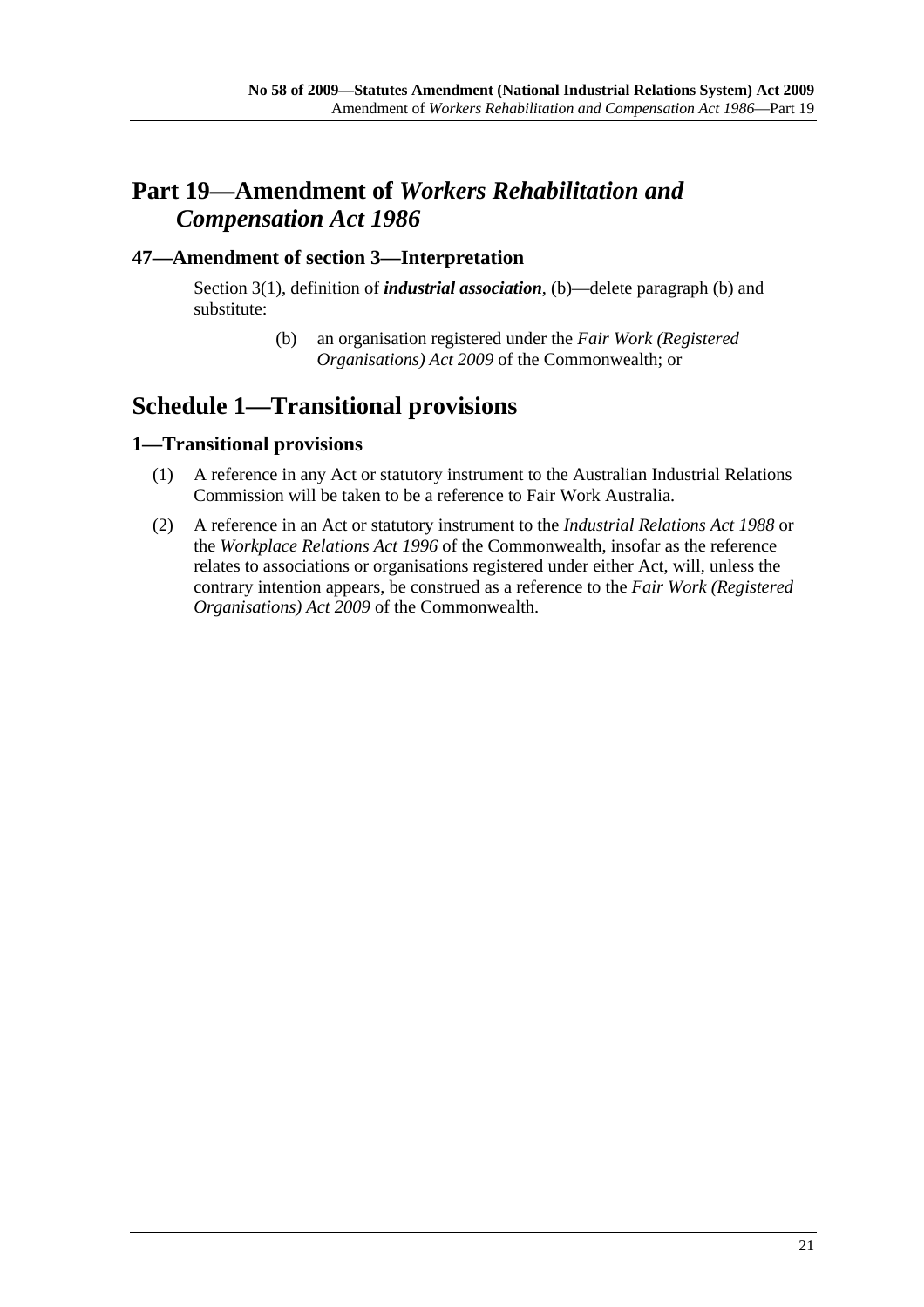# Part 19—Amendment of *Workers Rehabilitation and Compensation Act 1986*

## 47—Amendment of section 3—Interpretation

Section 3(1), definition of ***industrial association***, (b)—delete paragraph (b) and substitute:

> (b) an organisation registered under the *Fair Work (Registered Organisations) Act 2009* of the Commonwealth; or

# Schedule 1—Transitional provisions

## 1—Transitional provisions

(1) A reference in any Act or statutory instrument to the Australian Industrial Relations Commission will be taken to be a reference to Fair Work Australia.

(2) A reference in an Act or statutory instrument to the *Industrial Relations Act 1988* or the *Workplace Relations Act 1996* of the Commonwealth, insofar as the reference relates to associations or organisations registered under either Act, will, unless the contrary intention appears, be construed as a reference to the *Fair Work (Registered Organisations) Act 2009* of the Commonwealth.